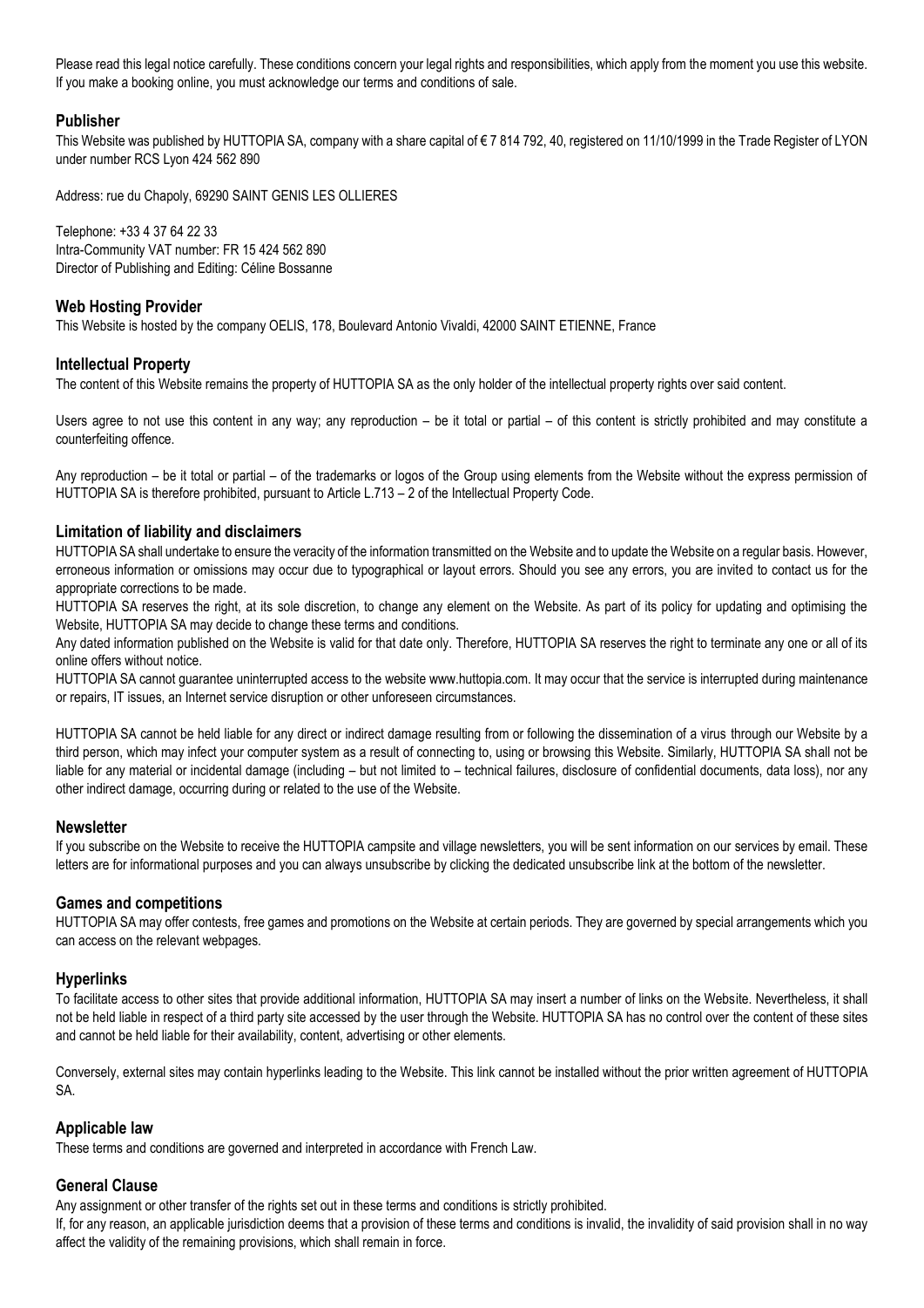Please read this legal notice carefully. These conditions concern your legal rights and responsibilities, which apply from the moment you use this website. If you make a booking online, you must acknowledge our terms and conditions of sale.

## Publisher

This Website was published by HUTTOPIA SA, company with a share capital of € 7 814 792, 40, registered on 11/10/1999 in the Trade Register of LYON under number RCS Lyon 424 562 890

Address: rue du Chapoly, 69290 SAINT GENIS LES OLLIERES

Telephone: +33 4 37 64 22 33
Intra-Community VAT number: FR 15 424 562 890
Director of Publishing and Editing: Céline Bossanne

## Web Hosting Provider

This Website is hosted by the company OELIS, 178, Boulevard Antonio Vivaldi, 42000 SAINT ETIENNE, France

## Intellectual Property

The content of this Website remains the property of HUTTOPIA SA as the only holder of the intellectual property rights over said content.

Users agree to not use this content in any way; any reproduction – be it total or partial – of this content is strictly prohibited and may constitute a counterfeiting offence.

Any reproduction – be it total or partial – of the trademarks or logos of the Group using elements from the Website without the express permission of HUTTOPIA SA is therefore prohibited, pursuant to Article L.713 – 2 of the Intellectual Property Code.

## Limitation of liability and disclaimers

HUTTOPIA SA shall undertake to ensure the veracity of the information transmitted on the Website and to update the Website on a regular basis. However, erroneous information or omissions may occur due to typographical or layout errors. Should you see any errors, you are invited to contact us for the appropriate corrections to be made.

HUTTOPIA SA reserves the right, at its sole discretion, to change any element on the Website. As part of its policy for updating and optimising the Website, HUTTOPIA SA may decide to change these terms and conditions.

Any dated information published on the Website is valid for that date only. Therefore, HUTTOPIA SA reserves the right to terminate any one or all of its online offers without notice.

HUTTOPIA SA cannot guarantee uninterrupted access to the website www.huttopia.com. It may occur that the service is interrupted during maintenance or repairs, IT issues, an Internet service disruption or other unforeseen circumstances.

HUTTOPIA SA cannot be held liable for any direct or indirect damage resulting from or following the dissemination of a virus through our Website by a third person, which may infect your computer system as a result of connecting to, using or browsing this Website. Similarly, HUTTOPIA SA shall not be liable for any material or incidental damage (including – but not limited to – technical failures, disclosure of confidential documents, data loss), nor any other indirect damage, occurring during or related to the use of the Website.

## Newsletter

If you subscribe on the Website to receive the HUTTOPIA campsite and village newsletters, you will be sent information on our services by email. These letters are for informational purposes and you can always unsubscribe by clicking the dedicated unsubscribe link at the bottom of the newsletter.

## Games and competitions

HUTTOPIA SA may offer contests, free games and promotions on the Website at certain periods. They are governed by special arrangements which you can access on the relevant webpages.

## Hyperlinks

To facilitate access to other sites that provide additional information, HUTTOPIA SA may insert a number of links on the Website. Nevertheless, it shall not be held liable in respect of a third party site accessed by the user through the Website. HUTTOPIA SA has no control over the content of these sites and cannot be held liable for their availability, content, advertising or other elements.

Conversely, external sites may contain hyperlinks leading to the Website. This link cannot be installed without the prior written agreement of HUTTOPIA SA.

## Applicable law

These terms and conditions are governed and interpreted in accordance with French Law.

## General Clause

Any assignment or other transfer of the rights set out in these terms and conditions is strictly prohibited.

If, for any reason, an applicable jurisdiction deems that a provision of these terms and conditions is invalid, the invalidity of said provision shall in no way affect the validity of the remaining provisions, which shall remain in force.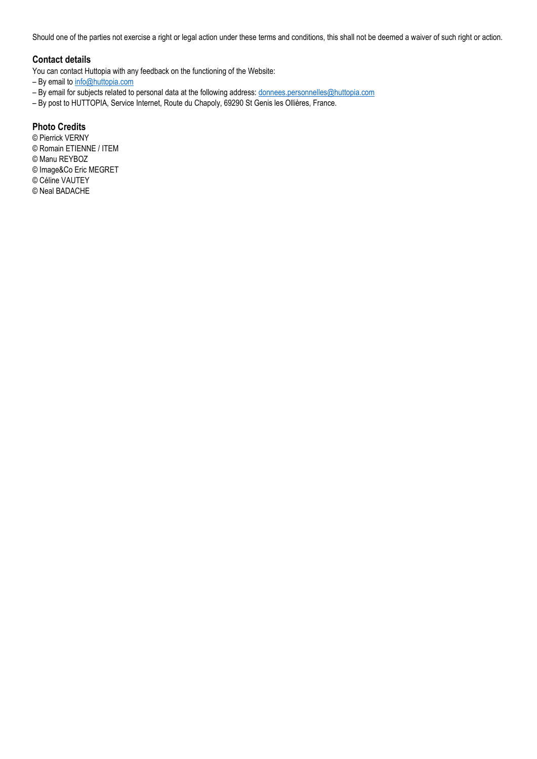Should one of the parties not exercise a right or legal action under these terms and conditions, this shall not be deemed a waiver of such right or action.

## Contact details

You can contact Huttopia with any feedback on the functioning of the Website:

– By email to [info@huttopia.com](mailto:info@huttopia.com)

– By email for subjects related to personal data at the following address: [donnees.personnelles@huttopia.com](mailto:donnees.personnelles@huttopia.com)

– By post to HUTTOPIA, Service Internet, Route du Chapoly, 69290 St Genis les Ollières, France.

## Photo Credits

© Pierrick VERNY
© Romain ETIENNE / ITEM
© Manu REYBOZ
© Image&Co Eric MEGRET
© Céline VAUTEY
© Neal BADACHE